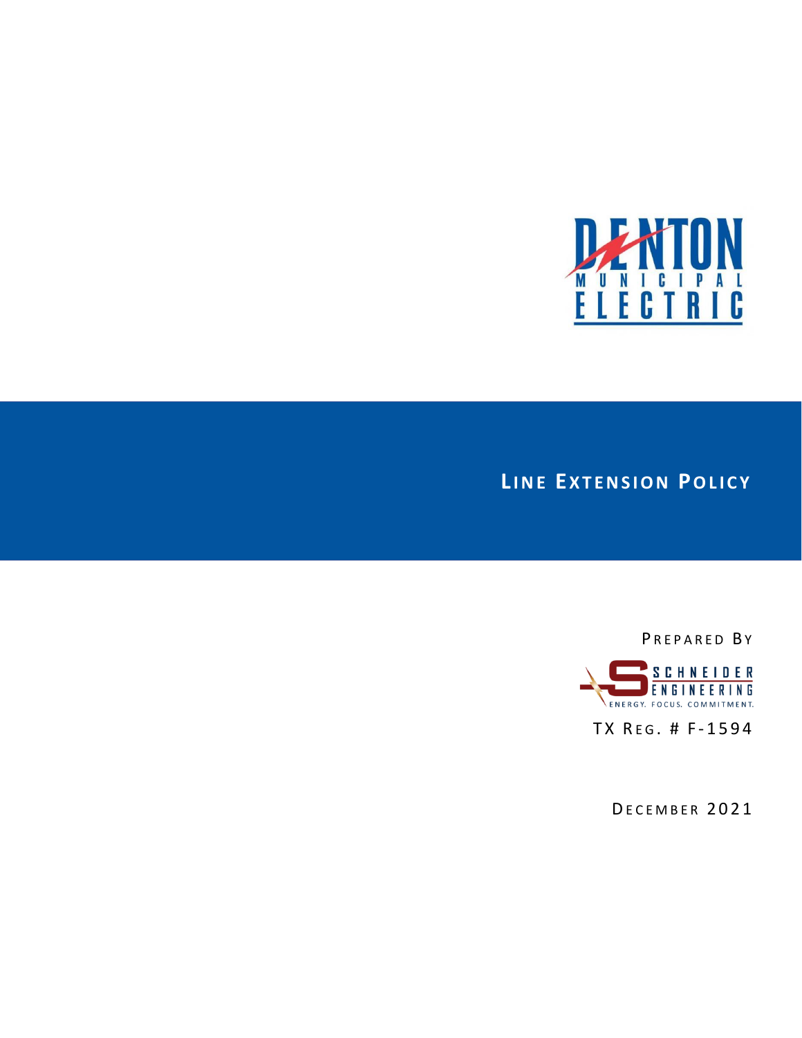DENTON MUNICIPAL ELECTRIC

# LINE EXTENSION POLICY

PREPARED BY

SCHNEIDER ENGINEERING

ENERGY. FOCUS. COMMITMENT.

TX REG. # F-1594

DECEMBER 2021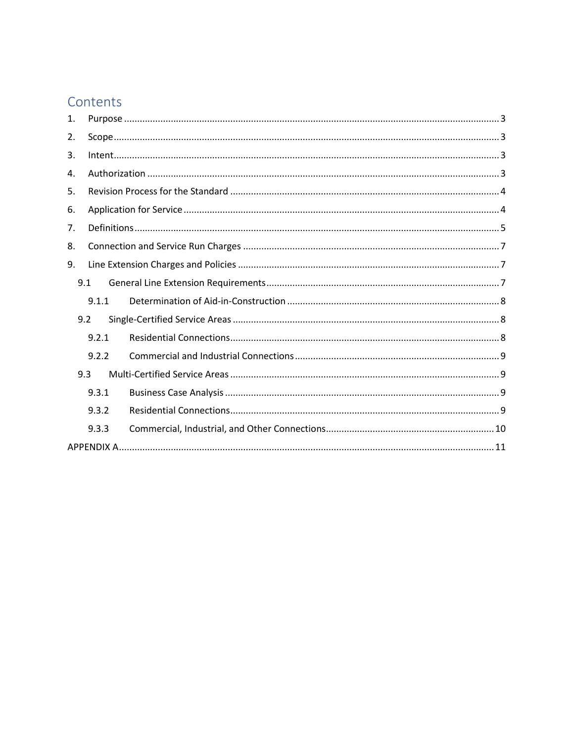# Contents

1. Purpose ........................................................................................................................................ 3
2. Scope ........................................................................................................................................... 3
3. Intent ........................................................................................................................................... 3
4. Authorization .............................................................................................................................. 3
5. Revision Process for the Standard ............................................................................................... 4
6. Application for Service ................................................................................................................. 4
7. Definitions ................................................................................................................................... 5
8. Connection and Service Run Charges .......................................................................................... 7
9. Line Extension Charges and Policies ............................................................................................ 7
   - 9.1 General Line Extension Requirements ................................................................................. 7
     - 9.1.1 Determination of Aid-in-Construction .......................................................................... 8
   - 9.2 Single-Certified Service Areas .............................................................................................. 8
     - 9.2.1 Residential Connections ............................................................................................... 8
     - 9.2.2 Commercial and Industrial Connections ....................................................................... 9
   - 9.3 Multi-Certified Service Areas ............................................................................................... 9
     - 9.3.1 Business Case Analysis ................................................................................................. 9
     - 9.3.2 Residential Connections ............................................................................................... 9
     - 9.3.3 Commercial, Industrial, and Other Connections .......................................................... 10

APPENDIX A ..................................................................................................................................... 11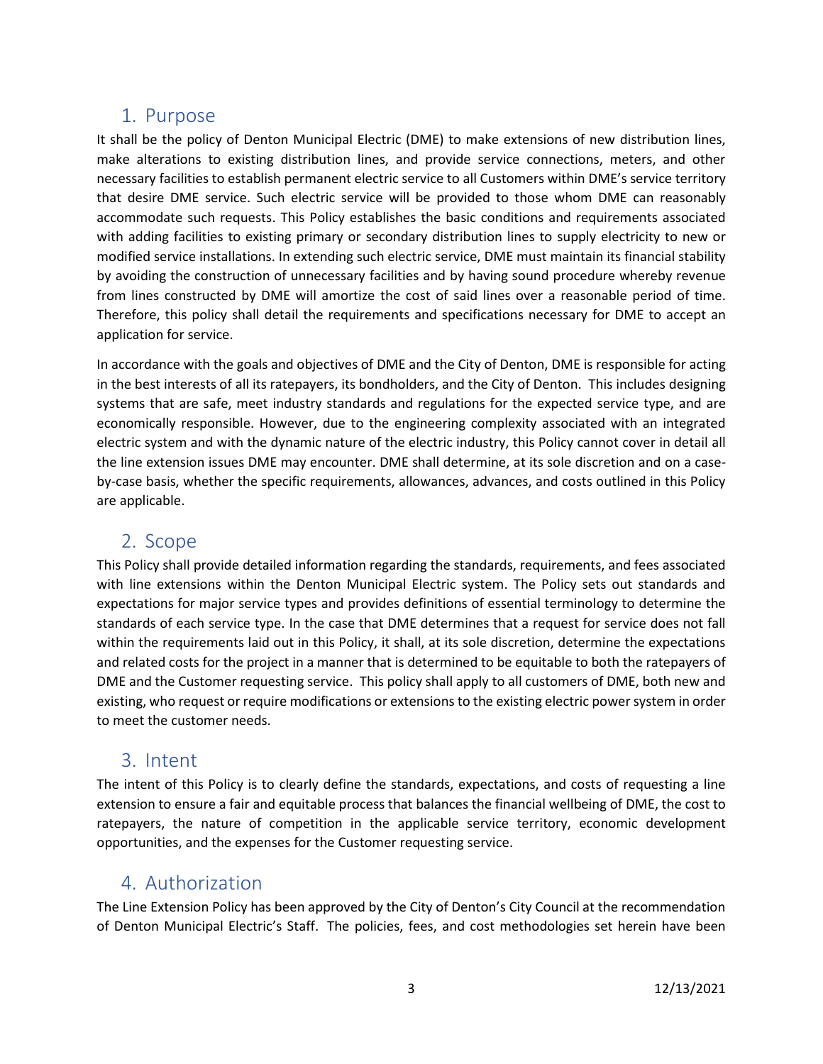## 1. Purpose

It shall be the policy of Denton Municipal Electric (DME) to make extensions of new distribution lines, make alterations to existing distribution lines, and provide service connections, meters, and other necessary facilities to establish permanent electric service to all Customers within DME's service territory that desire DME service. Such electric service will be provided to those whom DME can reasonably accommodate such requests. This Policy establishes the basic conditions and requirements associated with adding facilities to existing primary or secondary distribution lines to supply electricity to new or modified service installations. In extending such electric service, DME must maintain its financial stability by avoiding the construction of unnecessary facilities and by having sound procedure whereby revenue from lines constructed by DME will amortize the cost of said lines over a reasonable period of time. Therefore, this policy shall detail the requirements and specifications necessary for DME to accept an application for service.

In accordance with the goals and objectives of DME and the City of Denton, DME is responsible for acting in the best interests of all its ratepayers, its bondholders, and the City of Denton. This includes designing systems that are safe, meet industry standards and regulations for the expected service type, and are economically responsible. However, due to the engineering complexity associated with an integrated electric system and with the dynamic nature of the electric industry, this Policy cannot cover in detail all the line extension issues DME may encounter. DME shall determine, at its sole discretion and on a case-by-case basis, whether the specific requirements, allowances, advances, and costs outlined in this Policy are applicable.

## 2. Scope

This Policy shall provide detailed information regarding the standards, requirements, and fees associated with line extensions within the Denton Municipal Electric system. The Policy sets out standards and expectations for major service types and provides definitions of essential terminology to determine the standards of each service type. In the case that DME determines that a request for service does not fall within the requirements laid out in this Policy, it shall, at its sole discretion, determine the expectations and related costs for the project in a manner that is determined to be equitable to both the ratepayers of DME and the Customer requesting service. This policy shall apply to all customers of DME, both new and existing, who request or require modifications or extensions to the existing electric power system in order to meet the customer needs.

## 3. Intent

The intent of this Policy is to clearly define the standards, expectations, and costs of requesting a line extension to ensure a fair and equitable process that balances the financial wellbeing of DME, the cost to ratepayers, the nature of competition in the applicable service territory, economic development opportunities, and the expenses for the Customer requesting service.

## 4. Authorization

The Line Extension Policy has been approved by the City of Denton's City Council at the recommendation of Denton Municipal Electric's Staff. The policies, fees, and cost methodologies set herein have been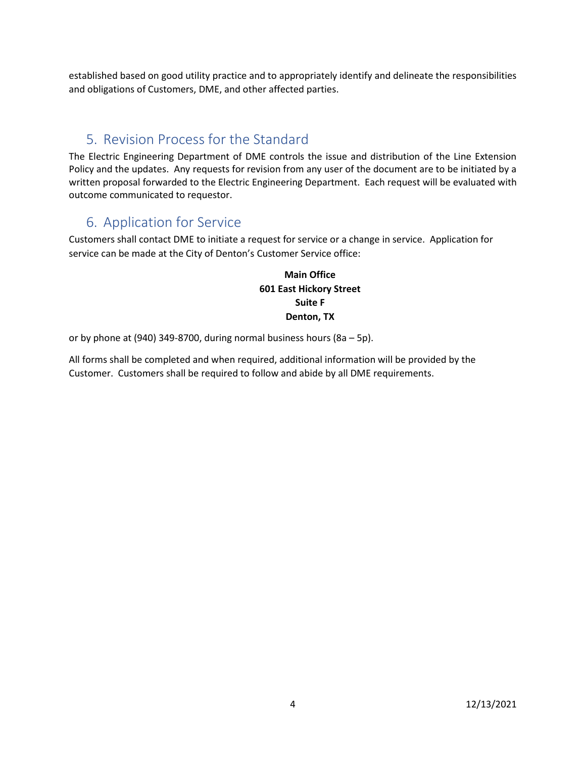established based on good utility practice and to appropriately identify and delineate the responsibilities and obligations of Customers, DME, and other affected parties.

## 5. Revision Process for the Standard

The Electric Engineering Department of DME controls the issue and distribution of the Line Extension Policy and the updates. Any requests for revision from any user of the document are to be initiated by a written proposal forwarded to the Electric Engineering Department. Each request will be evaluated with outcome communicated to requestor.

## 6. Application for Service

Customers shall contact DME to initiate a request for service or a change in service. Application for service can be made at the City of Denton's Customer Service office:

**Main Office**
**601 East Hickory Street**
**Suite F**
**Denton, TX**

or by phone at (940) 349-8700, during normal business hours (8a – 5p).

All forms shall be completed and when required, additional information will be provided by the Customer. Customers shall be required to follow and abide by all DME requirements.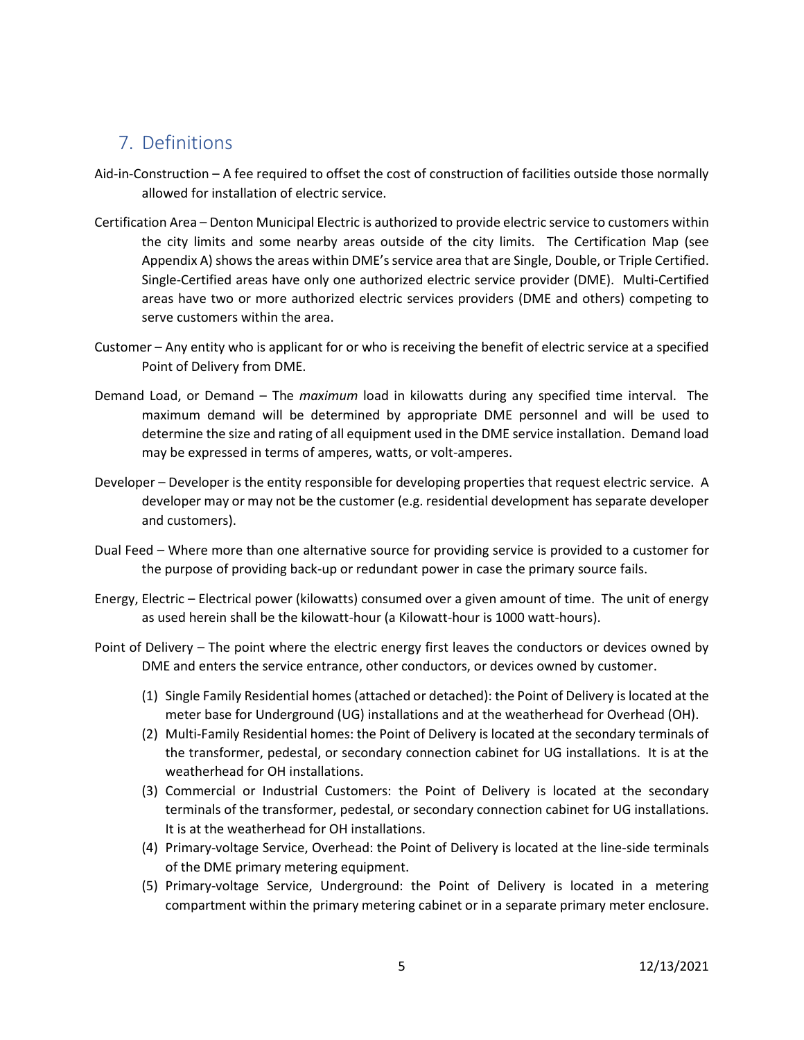## 7. Definitions

Aid-in-Construction – A fee required to offset the cost of construction of facilities outside those normally allowed for installation of electric service.

Certification Area – Denton Municipal Electric is authorized to provide electric service to customers within the city limits and some nearby areas outside of the city limits. The Certification Map (see Appendix A) shows the areas within DME's service area that are Single, Double, or Triple Certified. Single-Certified areas have only one authorized electric service provider (DME). Multi-Certified areas have two or more authorized electric services providers (DME and others) competing to serve customers within the area.

Customer – Any entity who is applicant for or who is receiving the benefit of electric service at a specified Point of Delivery from DME.

Demand Load, or Demand – The *maximum* load in kilowatts during any specified time interval. The maximum demand will be determined by appropriate DME personnel and will be used to determine the size and rating of all equipment used in the DME service installation. Demand load may be expressed in terms of amperes, watts, or volt-amperes.

Developer – Developer is the entity responsible for developing properties that request electric service. A developer may or may not be the customer (e.g. residential development has separate developer and customers).

Dual Feed – Where more than one alternative source for providing service is provided to a customer for the purpose of providing back-up or redundant power in case the primary source fails.

Energy, Electric – Electrical power (kilowatts) consumed over a given amount of time. The unit of energy as used herein shall be the kilowatt-hour (a Kilowatt-hour is 1000 watt-hours).

Point of Delivery – The point where the electric energy first leaves the conductors or devices owned by DME and enters the service entrance, other conductors, or devices owned by customer.

1. Single Family Residential homes (attached or detached): the Point of Delivery is located at the meter base for Underground (UG) installations and at the weatherhead for Overhead (OH).
2. Multi-Family Residential homes: the Point of Delivery is located at the secondary terminals of the transformer, pedestal, or secondary connection cabinet for UG installations. It is at the weatherhead for OH installations.
3. Commercial or Industrial Customers: the Point of Delivery is located at the secondary terminals of the transformer, pedestal, or secondary connection cabinet for UG installations. It is at the weatherhead for OH installations.
4. Primary-voltage Service, Overhead: the Point of Delivery is located at the line-side terminals of the DME primary metering equipment.
5. Primary-voltage Service, Underground: the Point of Delivery is located in a metering compartment within the primary metering cabinet or in a separate primary meter enclosure.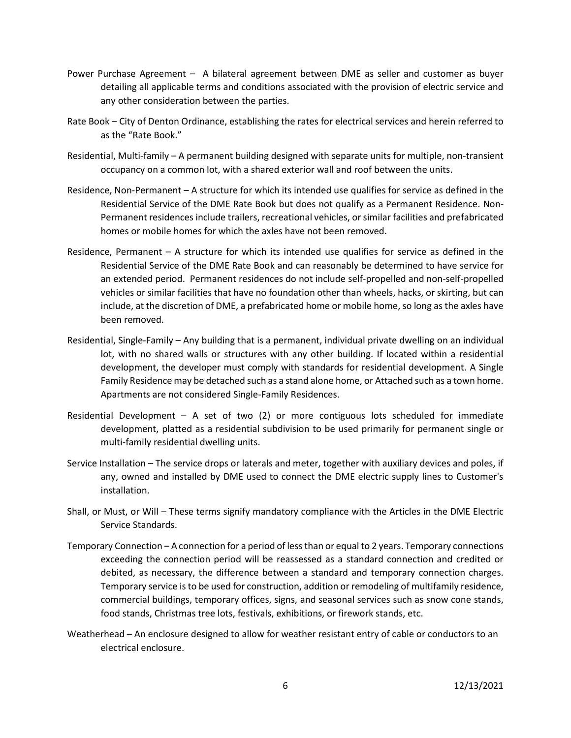Power Purchase Agreement – A bilateral agreement between DME as seller and customer as buyer detailing all applicable terms and conditions associated with the provision of electric service and any other consideration between the parties.

Rate Book – City of Denton Ordinance, establishing the rates for electrical services and herein referred to as the "Rate Book."

Residential, Multi-family – A permanent building designed with separate units for multiple, non-transient occupancy on a common lot, with a shared exterior wall and roof between the units.

Residence, Non-Permanent – A structure for which its intended use qualifies for service as defined in the Residential Service of the DME Rate Book but does not qualify as a Permanent Residence. Non-Permanent residences include trailers, recreational vehicles, or similar facilities and prefabricated homes or mobile homes for which the axles have not been removed.

Residence, Permanent – A structure for which its intended use qualifies for service as defined in the Residential Service of the DME Rate Book and can reasonably be determined to have service for an extended period. Permanent residences do not include self-propelled and non-self-propelled vehicles or similar facilities that have no foundation other than wheels, hacks, or skirting, but can include, at the discretion of DME, a prefabricated home or mobile home, so long as the axles have been removed.

Residential, Single-Family – Any building that is a permanent, individual private dwelling on an individual lot, with no shared walls or structures with any other building. If located within a residential development, the developer must comply with standards for residential development. A Single Family Residence may be detached such as a stand alone home, or Attached such as a town home. Apartments are not considered Single-Family Residences.

Residential Development – A set of two (2) or more contiguous lots scheduled for immediate development, platted as a residential subdivision to be used primarily for permanent single or multi-family residential dwelling units.

Service Installation – The service drops or laterals and meter, together with auxiliary devices and poles, if any, owned and installed by DME used to connect the DME electric supply lines to Customer's installation.

Shall, or Must, or Will – These terms signify mandatory compliance with the Articles in the DME Electric Service Standards.

Temporary Connection – A connection for a period of less than or equal to 2 years. Temporary connections exceeding the connection period will be reassessed as a standard connection and credited or debited, as necessary, the difference between a standard and temporary connection charges. Temporary service is to be used for construction, addition or remodeling of multifamily residence, commercial buildings, temporary offices, signs, and seasonal services such as snow cone stands, food stands, Christmas tree lots, festivals, exhibitions, or firework stands, etc.

Weatherhead – An enclosure designed to allow for weather resistant entry of cable or conductors to an electrical enclosure.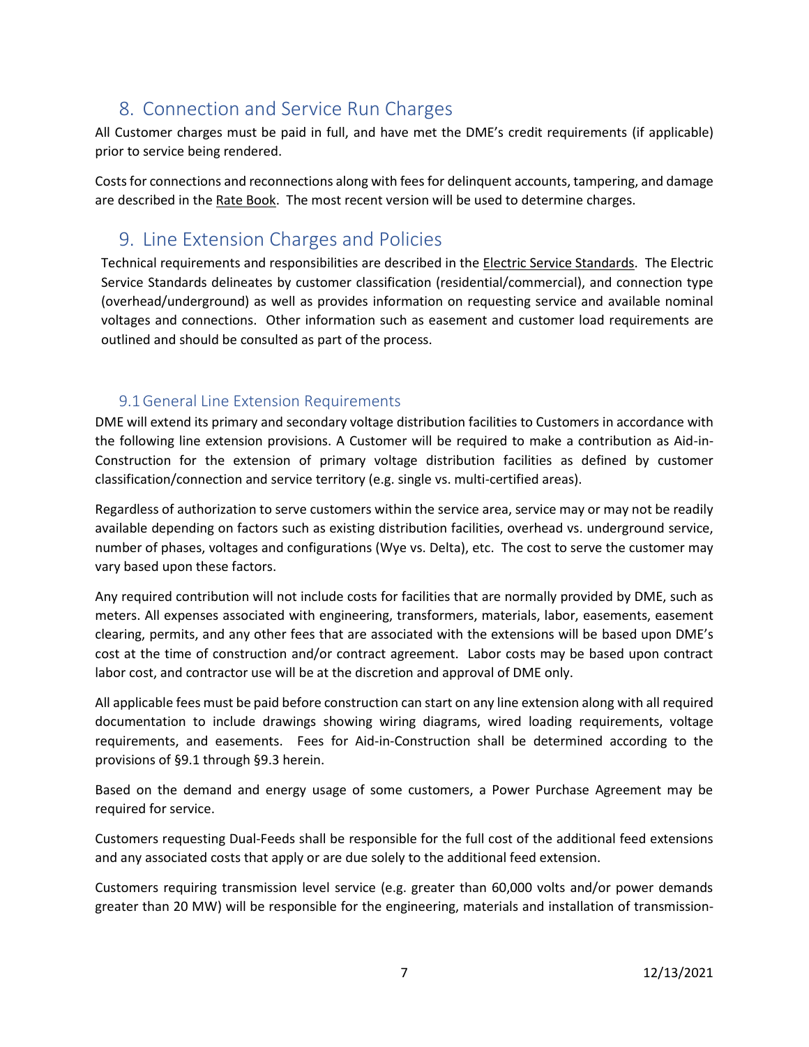## 8. Connection and Service Run Charges

All Customer charges must be paid in full, and have met the DME's credit requirements (if applicable) prior to service being rendered.

Costs for connections and reconnections along with fees for delinquent accounts, tampering, and damage are described in the Rate Book. The most recent version will be used to determine charges.

## 9. Line Extension Charges and Policies

Technical requirements and responsibilities are described in the Electric Service Standards. The Electric Service Standards delineates by customer classification (residential/commercial), and connection type (overhead/underground) as well as provides information on requesting service and available nominal voltages and connections. Other information such as easement and customer load requirements are outlined and should be consulted as part of the process.

### 9.1 General Line Extension Requirements

DME will extend its primary and secondary voltage distribution facilities to Customers in accordance with the following line extension provisions. A Customer will be required to make a contribution as Aid-in-Construction for the extension of primary voltage distribution facilities as defined by customer classification/connection and service territory (e.g. single vs. multi-certified areas).

Regardless of authorization to serve customers within the service area, service may or may not be readily available depending on factors such as existing distribution facilities, overhead vs. underground service, number of phases, voltages and configurations (Wye vs. Delta), etc. The cost to serve the customer may vary based upon these factors.

Any required contribution will not include costs for facilities that are normally provided by DME, such as meters. All expenses associated with engineering, transformers, materials, labor, easements, easement clearing, permits, and any other fees that are associated with the extensions will be based upon DME's cost at the time of construction and/or contract agreement. Labor costs may be based upon contract labor cost, and contractor use will be at the discretion and approval of DME only.

All applicable fees must be paid before construction can start on any line extension along with all required documentation to include drawings showing wiring diagrams, wired loading requirements, voltage requirements, and easements. Fees for Aid-in-Construction shall be determined according to the provisions of §9.1 through §9.3 herein.

Based on the demand and energy usage of some customers, a Power Purchase Agreement may be required for service.

Customers requesting Dual-Feeds shall be responsible for the full cost of the additional feed extensions and any associated costs that apply or are due solely to the additional feed extension.

Customers requiring transmission level service (e.g. greater than 60,000 volts and/or power demands greater than 20 MW) will be responsible for the engineering, materials and installation of transmission-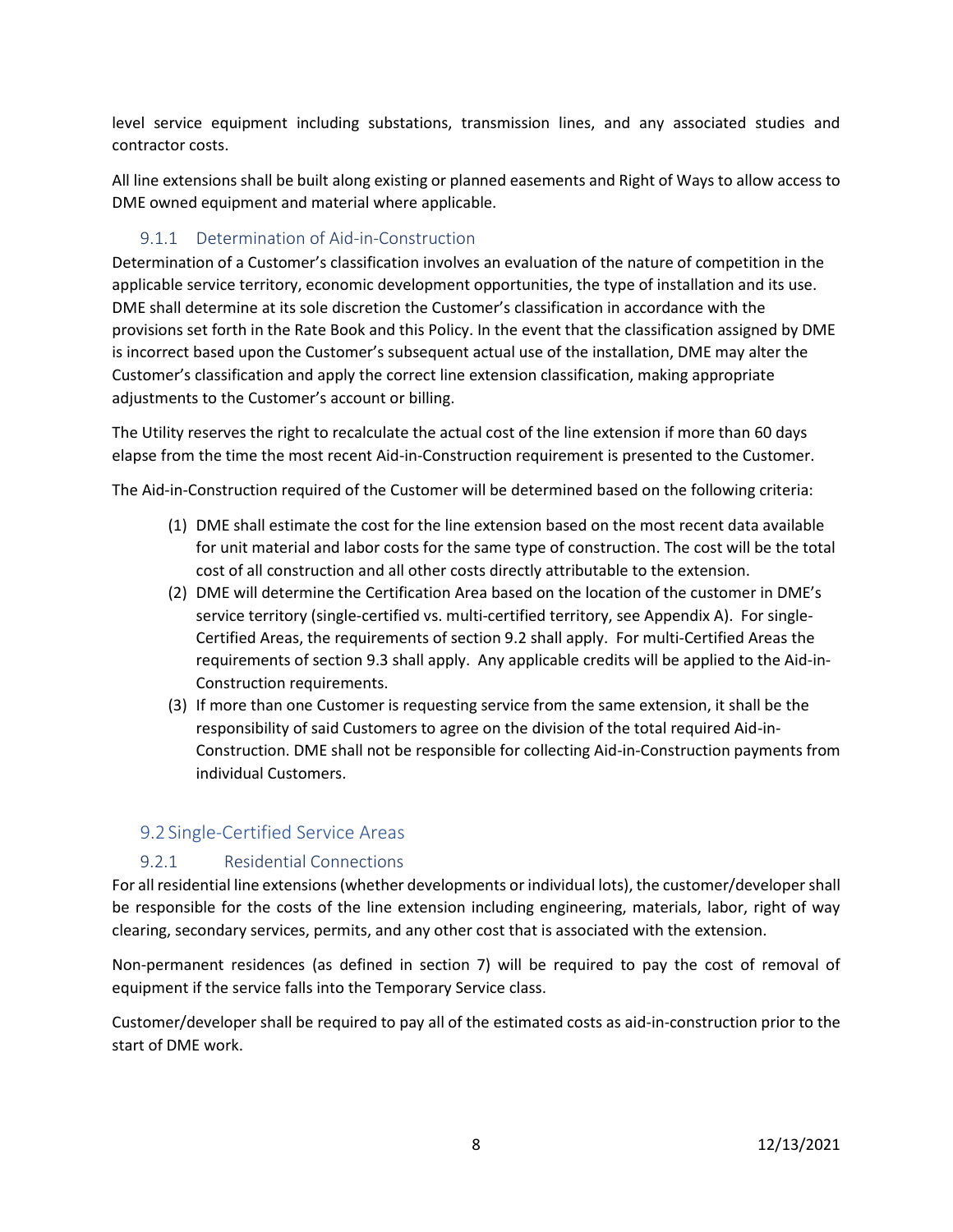level service equipment including substations, transmission lines, and any associated studies and contractor costs.

All line extensions shall be built along existing or planned easements and Right of Ways to allow access to DME owned equipment and material where applicable.

### 9.1.1 Determination of Aid-in-Construction

Determination of a Customer's classification involves an evaluation of the nature of competition in the applicable service territory, economic development opportunities, the type of installation and its use. DME shall determine at its sole discretion the Customer's classification in accordance with the provisions set forth in the Rate Book and this Policy. In the event that the classification assigned by DME is incorrect based upon the Customer's subsequent actual use of the installation, DME may alter the Customer's classification and apply the correct line extension classification, making appropriate adjustments to the Customer's account or billing.

The Utility reserves the right to recalculate the actual cost of the line extension if more than 60 days elapse from the time the most recent Aid-in-Construction requirement is presented to the Customer.

The Aid-in-Construction required of the Customer will be determined based on the following criteria:

(1) DME shall estimate the cost for the line extension based on the most recent data available for unit material and labor costs for the same type of construction. The cost will be the total cost of all construction and all other costs directly attributable to the extension.

(2) DME will determine the Certification Area based on the location of the customer in DME's service territory (single-certified vs. multi-certified territory, see Appendix A). For single-Certified Areas, the requirements of section 9.2 shall apply. For multi-Certified Areas the requirements of section 9.3 shall apply. Any applicable credits will be applied to the Aid-in-Construction requirements.

(3) If more than one Customer is requesting service from the same extension, it shall be the responsibility of said Customers to agree on the division of the total required Aid-in-Construction. DME shall not be responsible for collecting Aid-in-Construction payments from individual Customers.

## 9.2 Single-Certified Service Areas

### 9.2.1 Residential Connections

For all residential line extensions (whether developments or individual lots), the customer/developer shall be responsible for the costs of the line extension including engineering, materials, labor, right of way clearing, secondary services, permits, and any other cost that is associated with the extension.

Non-permanent residences (as defined in section 7) will be required to pay the cost of removal of equipment if the service falls into the Temporary Service class.

Customer/developer shall be required to pay all of the estimated costs as aid-in-construction prior to the start of DME work.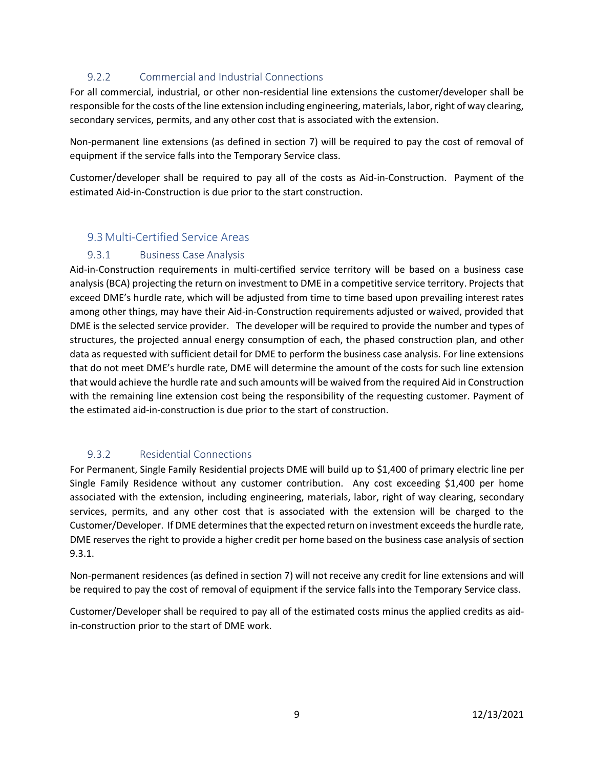### 9.2.2 Commercial and Industrial Connections

For all commercial, industrial, or other non-residential line extensions the customer/developer shall be responsible for the costs of the line extension including engineering, materials, labor, right of way clearing, secondary services, permits, and any other cost that is associated with the extension.

Non-permanent line extensions (as defined in section 7) will be required to pay the cost of removal of equipment if the service falls into the Temporary Service class.

Customer/developer shall be required to pay all of the costs as Aid-in-Construction. Payment of the estimated Aid-in-Construction is due prior to the start construction.

## 9.3 Multi-Certified Service Areas

### 9.3.1 Business Case Analysis

Aid-in-Construction requirements in multi-certified service territory will be based on a business case analysis (BCA) projecting the return on investment to DME in a competitive service territory. Projects that exceed DME's hurdle rate, which will be adjusted from time to time based upon prevailing interest rates among other things, may have their Aid-in-Construction requirements adjusted or waived, provided that DME is the selected service provider. The developer will be required to provide the number and types of structures, the projected annual energy consumption of each, the phased construction plan, and other data as requested with sufficient detail for DME to perform the business case analysis. For line extensions that do not meet DME's hurdle rate, DME will determine the amount of the costs for such line extension that would achieve the hurdle rate and such amounts will be waived from the required Aid in Construction with the remaining line extension cost being the responsibility of the requesting customer. Payment of the estimated aid-in-construction is due prior to the start of construction.

### 9.3.2 Residential Connections

For Permanent, Single Family Residential projects DME will build up to $1,400 of primary electric line per Single Family Residence without any customer contribution. Any cost exceeding $1,400 per home associated with the extension, including engineering, materials, labor, right of way clearing, secondary services, permits, and any other cost that is associated with the extension will be charged to the Customer/Developer. If DME determines that the expected return on investment exceeds the hurdle rate, DME reserves the right to provide a higher credit per home based on the business case analysis of section 9.3.1.

Non-permanent residences (as defined in section 7) will not receive any credit for line extensions and will be required to pay the cost of removal of equipment if the service falls into the Temporary Service class.

Customer/Developer shall be required to pay all of the estimated costs minus the applied credits as aid-in-construction prior to the start of DME work.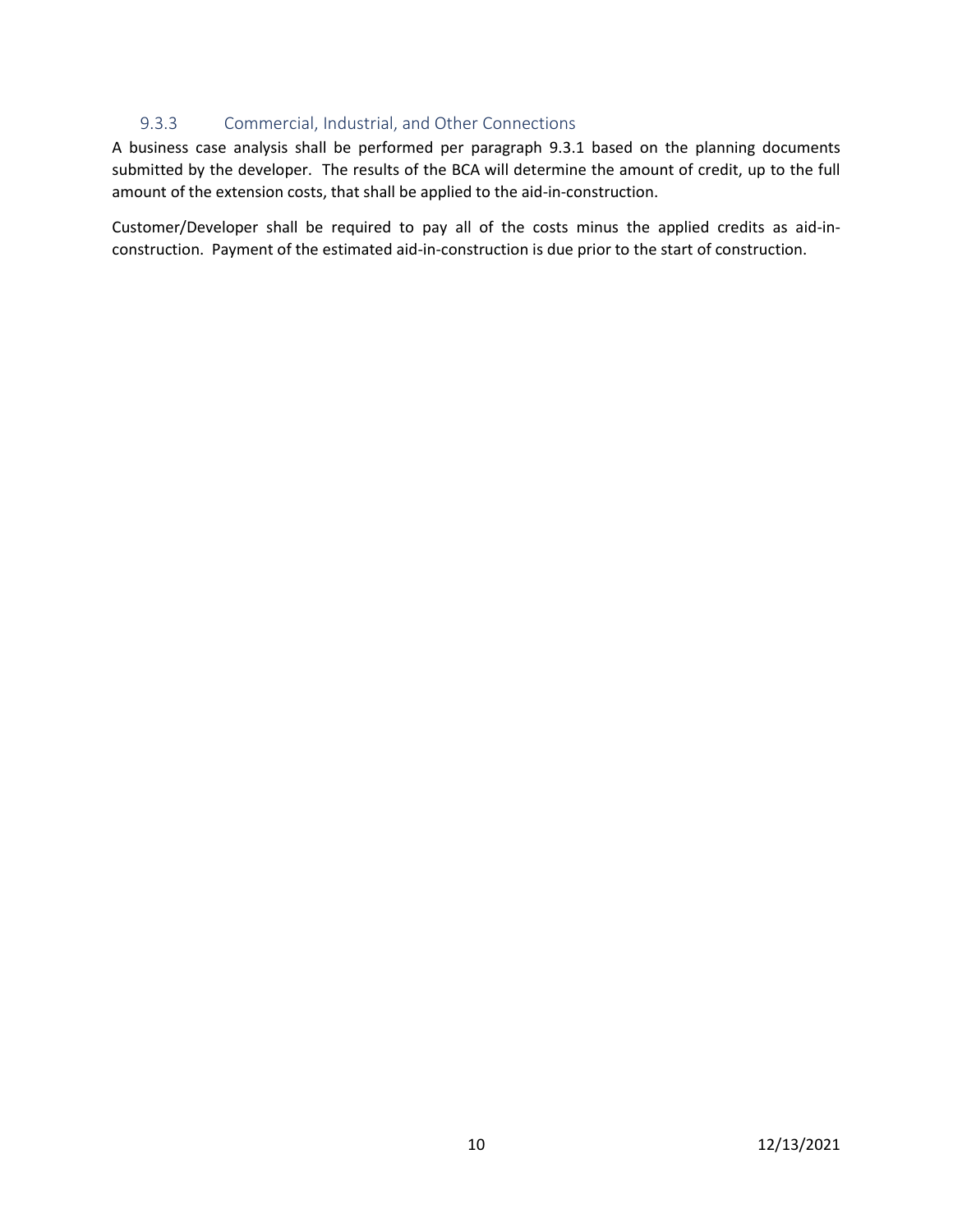### 9.3.3 Commercial, Industrial, and Other Connections

A business case analysis shall be performed per paragraph 9.3.1 based on the planning documents submitted by the developer. The results of the BCA will determine the amount of credit, up to the full amount of the extension costs, that shall be applied to the aid-in-construction.

Customer/Developer shall be required to pay all of the costs minus the applied credits as aid-in-construction. Payment of the estimated aid-in-construction is due prior to the start of construction.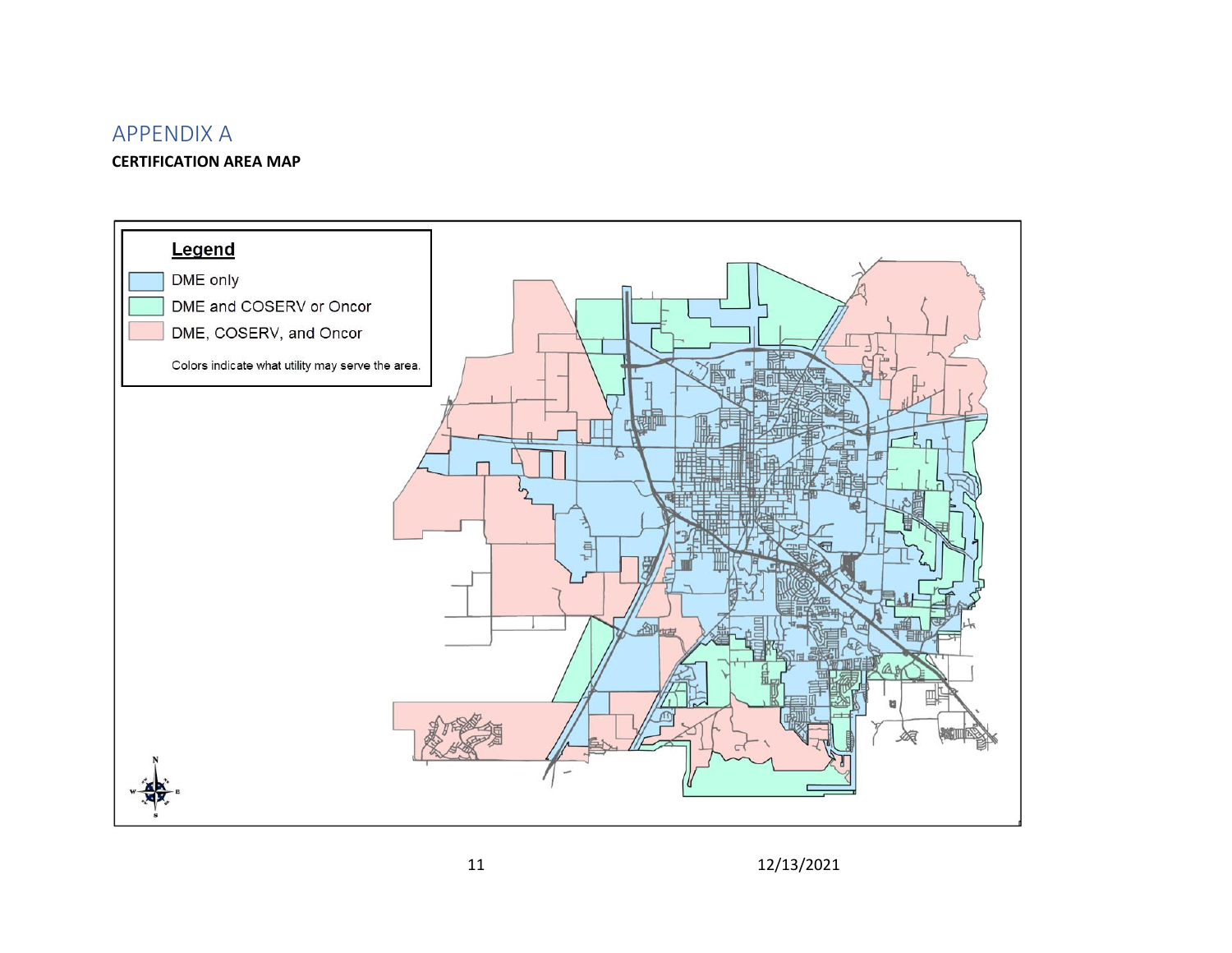# APPENDIX A

**CERTIFICATION AREA MAP**

**Legend**

DME only

DME and COSERV or Oncor

DME, COSERV, and Oncor

Colors indicate what utility may serve the area.

N

W

E

S

12/13/2021